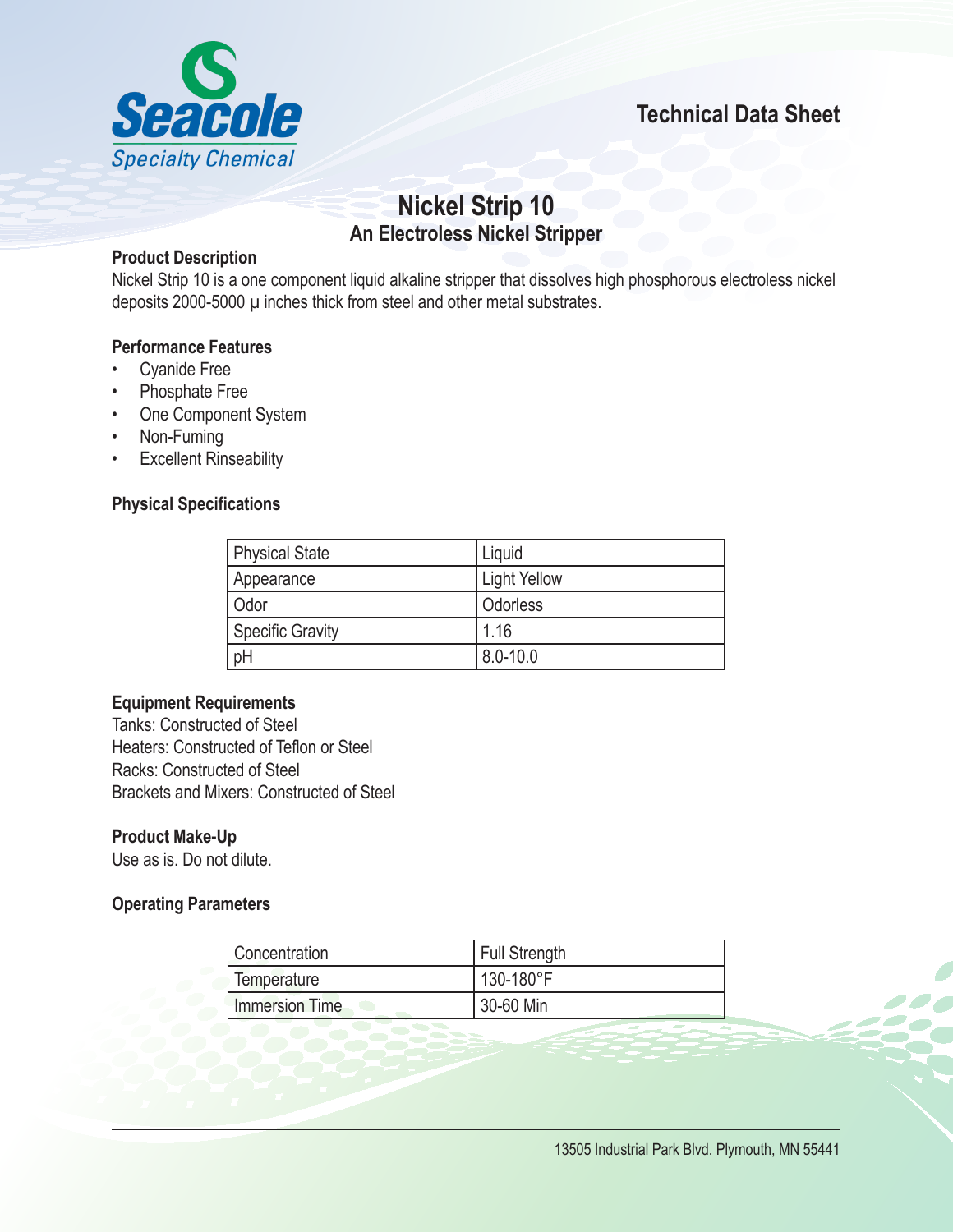Seacole
Specialty Chemical

Technical Data Sheet

# Nickel Strip 10

## An Electroless Nickel Stripper

### Product Description

Nickel Strip 10 is a one component liquid alkaline stripper that dissolves high phosphorous electroless nickel deposits 2000-5000 μ inches thick from steel and other metal substrates.

### Performance Features

- Cyanide Free
- Phosphate Free
- One Component System
- Non-Fuming
- Excellent Rinseability

### Physical Specifications

| Physical State | Liquid |
|---|---|
| Appearance | Light Yellow |
| Odor | Odorless |
| Specific Gravity | 1.16 |
| pH | 8.0-10.0 |

### Equipment Requirements

Tanks: Constructed of Steel
Heaters: Constructed of Teflon or Steel
Racks: Constructed of Steel
Brackets and Mixers: Constructed of Steel

### Product Make-Up

Use as is. Do not dilute.

### Operating Parameters

| Concentration | Full Strength |
|---|---|
| Temperature | 130-180°F |
| Immersion Time | 30-60 Min |

13505 Industrial Park Blvd. Plymouth, MN 55441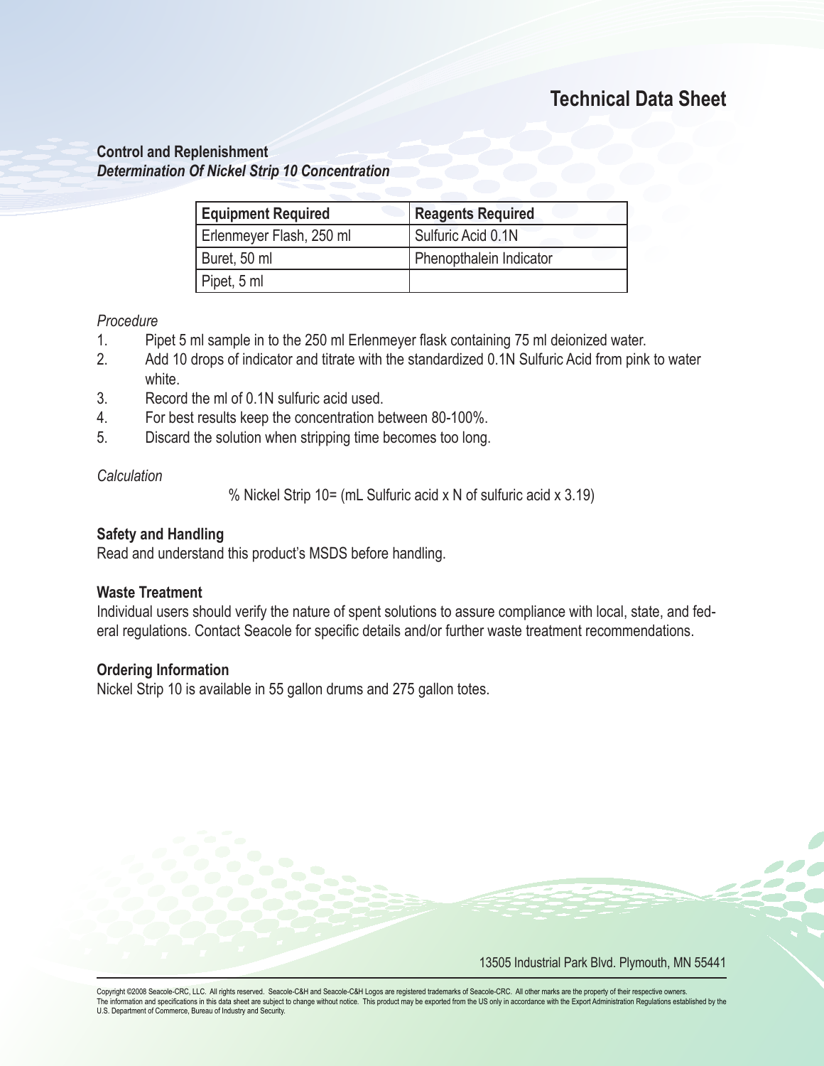## Control and Replenishment

***Determination Of Nickel Strip 10 Concentration***

| Equipment Required | Reagents Required |
|---|---|
| Erlenmeyer Flash, 250 ml | Sulfuric Acid 0.1N |
| Buret, 50 ml | Phenopthalein Indicator |
| Pipet, 5 ml | |

*Procedure*

1. Pipet 5 ml sample in to the 250 ml Erlenmeyer flask containing 75 ml deionized water.
2. Add 10 drops of indicator and titrate with the standardized 0.1N Sulfuric Acid from pink to water white.
3. Record the ml of 0.1N sulfuric acid used.
4. For best results keep the concentration between 80-100%.
5. Discard the solution when stripping time becomes too long.

*Calculation*

% Nickel Strip 10= (mL Sulfuric acid x N of sulfuric acid x 3.19)

## Safety and Handling

Read and understand this product's MSDS before handling.

## Waste Treatment

Individual users should verify the nature of spent solutions to assure compliance with local, state, and federal regulations. Contact Seacole for specific details and/or further waste treatment recommendations.

## Ordering Information

Nickel Strip 10 is available in 55 gallon drums and 275 gallon totes.

13505 Industrial Park Blvd. Plymouth, MN 55441

Copyright ©2008 Seacole-CRC, LLC. All rights reserved. Seacole-C&H and Seacole-C&H Logos are registered trademarks of Seacole-CRC. All other marks are the property of their respective owners. The information and specifications in this data sheet are subject to change without notice. This product may be exported from the US only in accordance with the Export Administration Regulations established by the U.S. Department of Commerce, Bureau of Industry and Security.